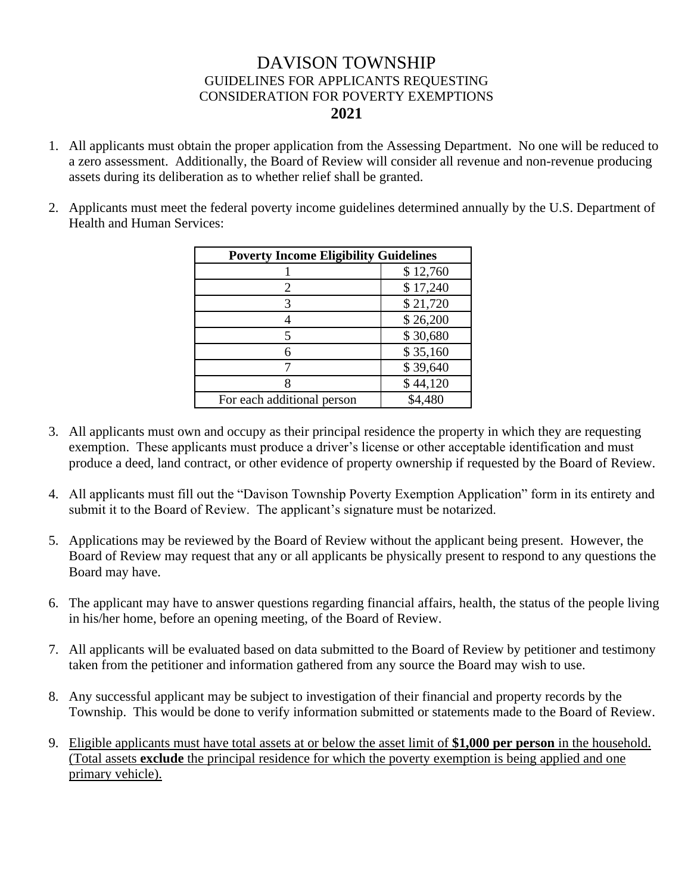# DAVISON TOWNSHIP

## GUIDELINES FOR APPLICANTS REQUESTING CONSIDERATION FOR POVERTY EXEMPTIONS

## 2021

1. All applicants must obtain the proper application from the Assessing Department. No one will be reduced to a zero assessment. Additionally, the Board of Review will consider all revenue and non-revenue producing assets during its deliberation as to whether relief shall be granted.

2. Applicants must meet the federal poverty income guidelines determined annually by the U.S. Department of Health and Human Services:

| **Poverty Income Eligibility Guidelines** | |
|---|---|
| 1 | $ 12,760 |
| 2 | $ 17,240 |
| 3 | $ 21,720 |
| 4 | $ 26,200 |
| 5 | $ 30,680 |
| 6 | $ 35,160 |
| 7 | $ 39,640 |
| 8 | $ 44,120 |
| For each additional person | $4,480 |

3. All applicants must own and occupy as their principal residence the property in which they are requesting exemption. These applicants must produce a driver's license or other acceptable identification and must produce a deed, land contract, or other evidence of property ownership if requested by the Board of Review.

4. All applicants must fill out the "Davison Township Poverty Exemption Application" form in its entirety and submit it to the Board of Review. The applicant's signature must be notarized.

5. Applications may be reviewed by the Board of Review without the applicant being present. However, the Board of Review may request that any or all applicants be physically present to respond to any questions the Board may have.

6. The applicant may have to answer questions regarding financial affairs, health, the status of the people living in his/her home, before an opening meeting, of the Board of Review.

7. All applicants will be evaluated based on data submitted to the Board of Review by petitioner and testimony taken from the petitioner and information gathered from any source the Board may wish to use.

8. Any successful applicant may be subject to investigation of their financial and property records by the Township. This would be done to verify information submitted or statements made to the Board of Review.

9. Eligible applicants must have total assets at or below the asset limit of **$1,000 per person** in the household. (Total assets **exclude** the principal residence for which the poverty exemption is being applied and one primary vehicle).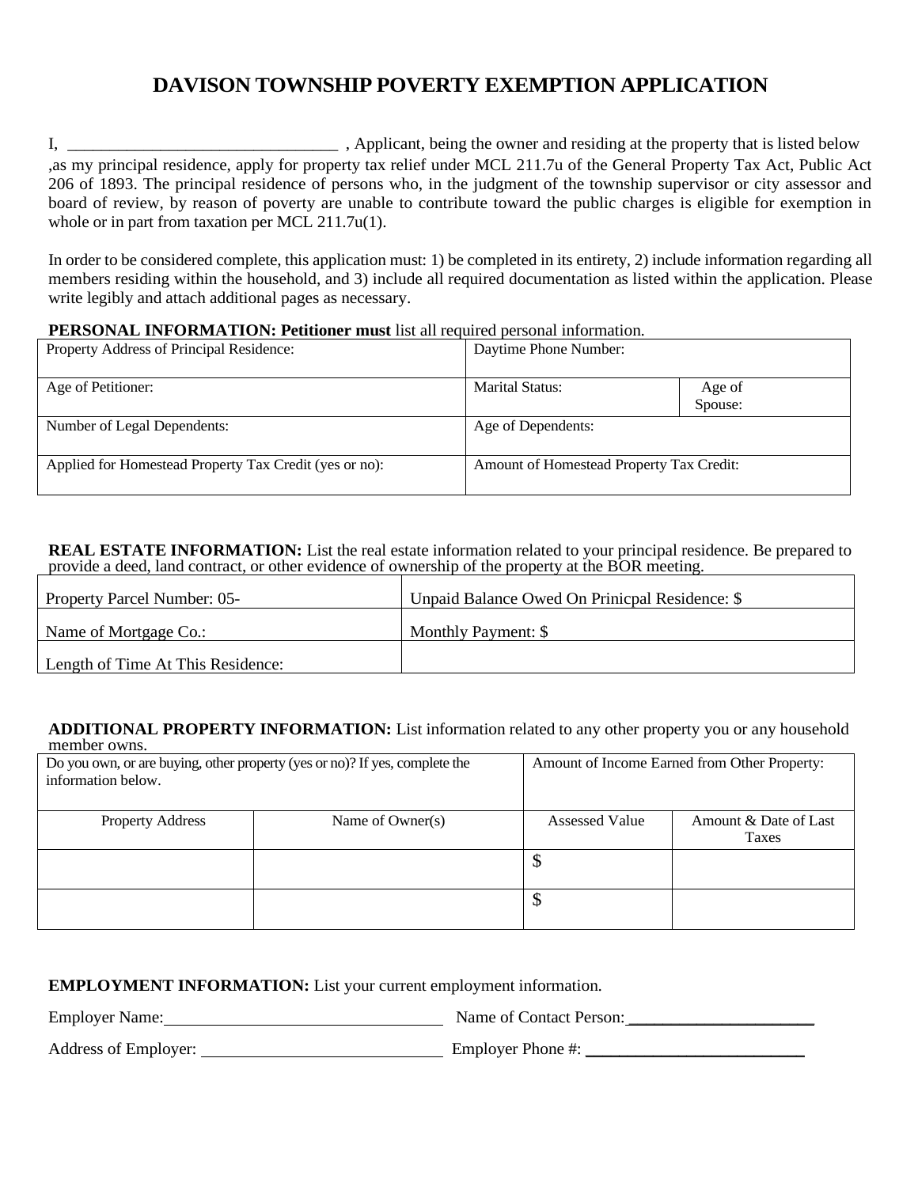# DAVISON TOWNSHIP POVERTY EXEMPTION APPLICATION

I, ________________________________ , Applicant, being the owner and residing at the property that is listed below ,as my principal residence, apply for property tax relief under MCL 211.7u of the General Property Tax Act, Public Act 206 of 1893. The principal residence of persons who, in the judgment of the township supervisor or city assessor and board of review, by reason of poverty are unable to contribute toward the public charges is eligible for exemption in whole or in part from taxation per MCL 211.7u(1).

In order to be considered complete, this application must: 1) be completed in its entirety, 2) include information regarding all members residing within the household, and 3) include all required documentation as listed within the application. Please write legibly and attach additional pages as necessary.

**PERSONAL INFORMATION: Petitioner must** list all required personal information.

| Property Address of Principal Residence: | Daytime Phone Number: | |
|---|---|---|
| Age of Petitioner: | Marital Status: | Age of Spouse: |
| Number of Legal Dependents: | Age of Dependents: | |
| Applied for Homestead Property Tax Credit (yes or no): | Amount of Homestead Property Tax Credit: | |

**REAL ESTATE INFORMATION:** List the real estate information related to your principal residence. Be prepared to provide a deed, land contract, or other evidence of ownership of the property at the BOR meeting.

| Property Parcel Number: 05- | Unpaid Balance Owed On Prinicpal Residence: $ |
|---|---|
| Name of Mortgage Co.: | Monthly Payment: $ |
| Length of Time At This Residence: | |

**ADDITIONAL PROPERTY INFORMATION:** List information related to any other property you or any household member owns.

| Do you own, or are buying, other property (yes or no)? If yes, complete the information below. | | Amount of Income Earned from Other Property: | |
|---|---|---|---|
| Property Address | Name of Owner(s) | Assessed Value | Amount & Date of Last Taxes |
| | | $ | |
| | | $ | |

**EMPLOYMENT INFORMATION:** List your current employment information.

Employer Name:________________________________ Name of Contact Person:______________________

Address of Employer: ____________________________ Employer Phone #: _________________________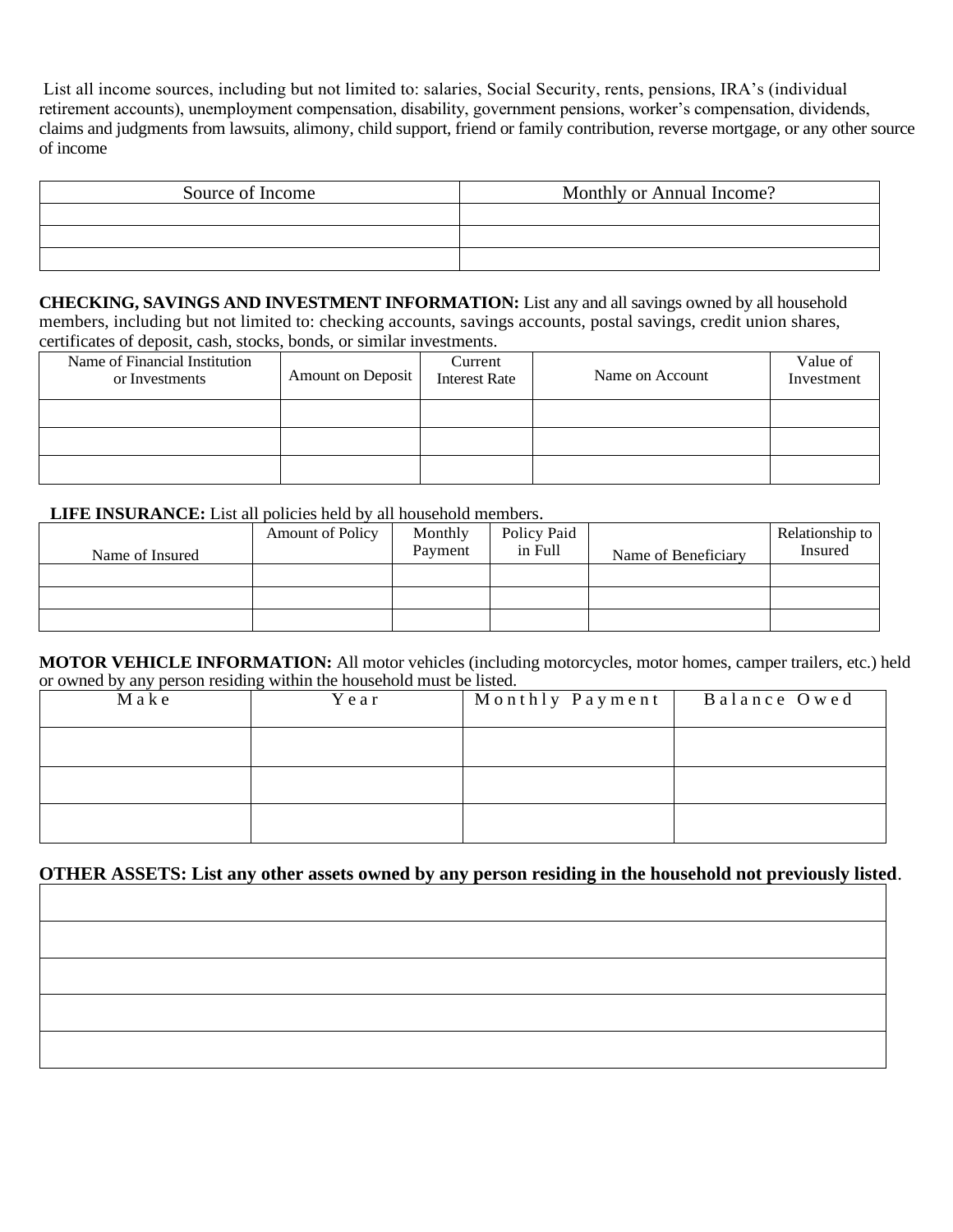List all income sources, including but not limited to: salaries, Social Security, rents, pensions, IRA's (individual retirement accounts), unemployment compensation, disability, government pensions, worker's compensation, dividends, claims and judgments from lawsuits, alimony, child support, friend or family contribution, reverse mortgage, or any other source of income

| Source of Income | Monthly or Annual Income? |
|---|---|
| | |
| | |
| | |

**CHECKING, SAVINGS AND INVESTMENT INFORMATION:** List any and all savings owned by all household members, including but not limited to: checking accounts, savings accounts, postal savings, credit union shares, certificates of deposit, cash, stocks, bonds, or similar investments.

| Name of Financial Institution or Investments | Amount on Deposit | Current Interest Rate | Name on Account | Value of Investment |
|---|---|---|---|---|
| | | | | |
| | | | | |
| | | | | |

**LIFE INSURANCE:** List all policies held by all household members.

| Name of Insured | Amount of Policy | Monthly Payment | Policy Paid in Full | Name of Beneficiary | Relationship to Insured |
|---|---|---|---|---|---|
| | | | | | |
| | | | | | |
| | | | | | |

**MOTOR VEHICLE INFORMATION:** All motor vehicles (including motorcycles, motor homes, camper trailers, etc.) held or owned by any person residing within the household must be listed.

| Make | Year | Monthly Payment | Balance Owed |
|---|---|---|---|
| | | | |
| | | | |
| | | | |

**OTHER ASSETS: List any other assets owned by any person residing in the household not previously listed**.

| |
|---|
| |
| |
| |
| |
| |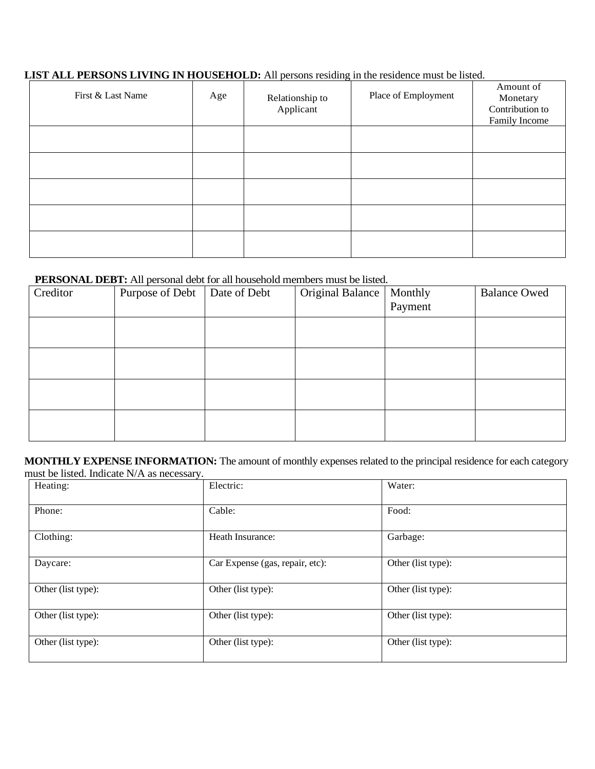**LIST ALL PERSONS LIVING IN HOUSEHOLD:** All persons residing in the residence must be listed.

| First & Last Name | Age | Relationship to Applicant | Place of Employment | Amount of Monetary Contribution to Family Income |
|---|---|---|---|---|
| | | | | |
| | | | | |
| | | | | |
| | | | | |
| | | | | |

**PERSONAL DEBT:** All personal debt for all household members must be listed.

| Creditor | Purpose of Debt | Date of Debt | Original Balance | Monthly Payment | Balance Owed |
|---|---|---|---|---|---|
| | | | | | |
| | | | | | |
| | | | | | |
| | | | | | |

**MONTHLY EXPENSE INFORMATION:** The amount of monthly expenses related to the principal residence for each category must be listed. Indicate N/A as necessary.

| | | |
|---|---|---|
| Heating: | Electric: | Water: |
| Phone: | Cable: | Food: |
| Clothing: | Heath Insurance: | Garbage: |
| Daycare: | Car Expense (gas, repair, etc): | Other (list type): |
| Other (list type): | Other (list type): | Other (list type): |
| Other (list type): | Other (list type): | Other (list type): |
| Other (list type): | Other (list type): | Other (list type): |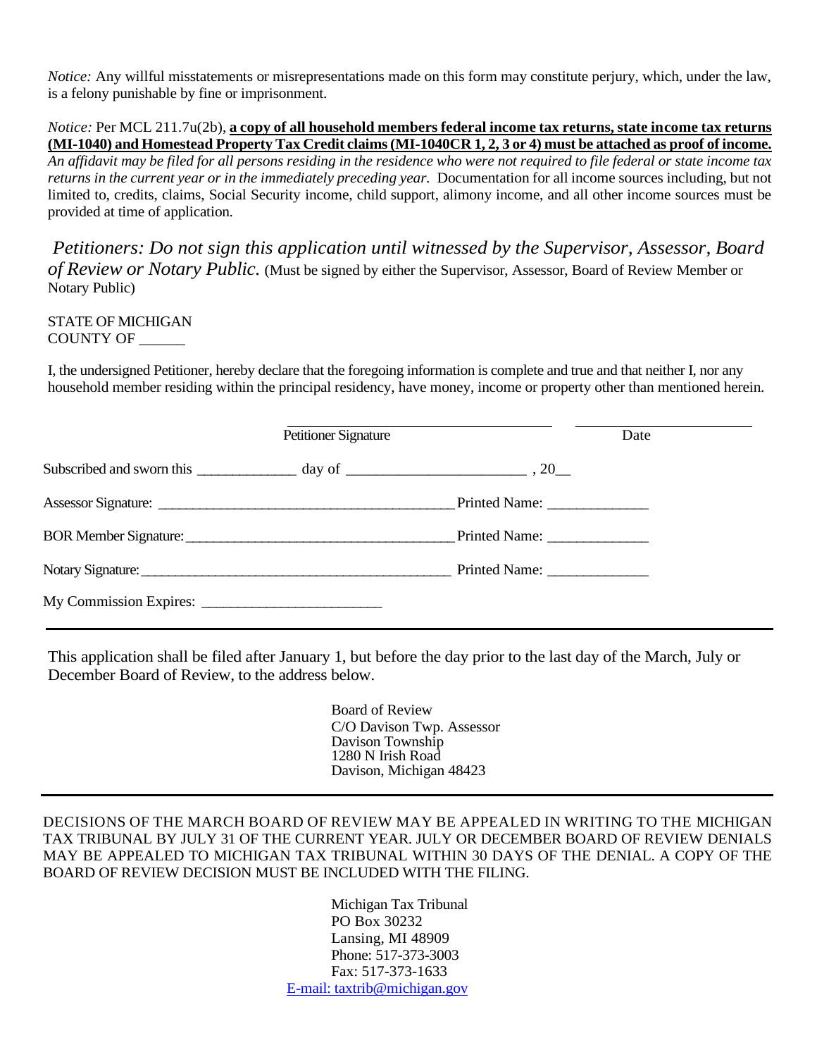*Notice:* Any willful misstatements or misrepresentations made on this form may constitute perjury, which, under the law, is a felony punishable by fine or imprisonment.

*Notice:* Per MCL 211.7u(2b), **a copy of all household members federal income tax returns, state income tax returns (MI-1040) and Homestead Property Tax Credit claims (MI-1040CR 1, 2, 3 or 4) must be attached as proof of income.** *An affidavit may be filed for all persons residing in the residence who were not required to file federal or state income tax returns in the current year or in the immediately preceding year.* Documentation for all income sources including, but not limited to, credits, claims, Social Security income, child support, alimony income, and all other income sources must be provided at time of application.

*Petitioners: Do not sign this application until witnessed by the Supervisor, Assessor, Board of Review or Notary Public.* (Must be signed by either the Supervisor, Assessor, Board of Review Member or Notary Public)

STATE OF MICHIGAN
COUNTY OF ______

I, the undersigned Petitioner, hereby declare that the foregoing information is complete and true and that neither I, nor any household member residing within the principal residency, have money, income or property other than mentioned herein.

Petitioner Signature ______________________ Date ______________

Subscribed and sworn this _____________ day of _______________________ , 20__

Assessor Signature: ________________________________________ Printed Name: _____________

BOR Member Signature: ____________________________________ Printed Name: _____________

Notary Signature: ___________________________________________ Printed Name: _____________

My Commission Expires: _______________________

---

This application shall be filed after January 1, but before the day prior to the last day of the March, July or December Board of Review, to the address below.

Board of Review
C/O Davison Twp. Assessor
Davison Township
1280 N Irish Road
Davison, Michigan 48423

---

DECISIONS OF THE MARCH BOARD OF REVIEW MAY BE APPEALED IN WRITING TO THE MICHIGAN TAX TRIBUNAL BY JULY 31 OF THE CURRENT YEAR. JULY OR DECEMBER BOARD OF REVIEW DENIALS MAY BE APPEALED TO MICHIGAN TAX TRIBUNAL WITHIN 30 DAYS OF THE DENIAL. A COPY OF THE BOARD OF REVIEW DECISION MUST BE INCLUDED WITH THE FILING.

Michigan Tax Tribunal
PO Box 30232
Lansing, MI 48909
Phone: 517-373-3003
Fax: 517-373-1633
E-mail: taxtrib@michigan.gov